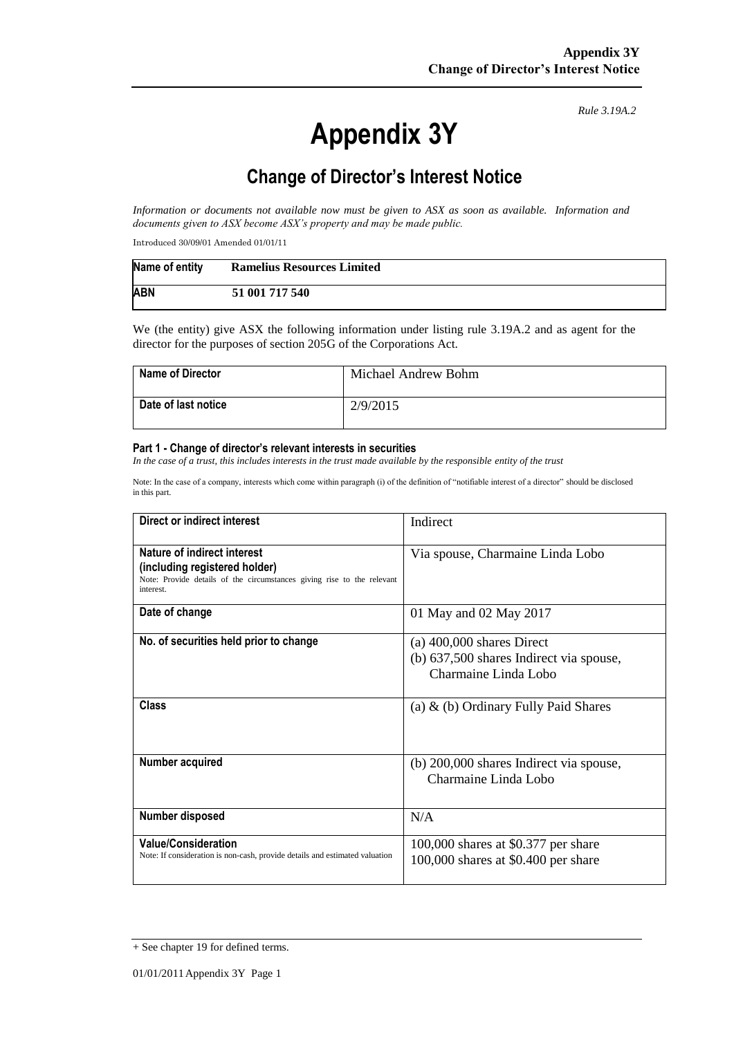*Rule 3.19A.2*

# Appendix 3Y

## Change of Director's Interest Notice

*Information or documents not available now must be given to ASX as soon as available. Information and documents given to ASX become ASX's property and may be made public.*

Introduced 30/09/01 Amended 01/01/11

| Name of entity | Ramelius Resources Limited |
|---|---|
| ABN | 51 001 717 540 |

We (the entity) give ASX the following information under listing rule 3.19A.2 and as agent for the director for the purposes of section 205G of the Corporations Act.

| Name of Director | Michael Andrew Bohm |
|---|---|
| Date of last notice | 2/9/2015 |

#### Part 1 - Change of director's relevant interests in securities

*In the case of a trust, this includes interests in the trust made available by the responsible entity of the trust*

Note: In the case of a company, interests which come within paragraph (i) of the definition of "notifiable interest of a director" should be disclosed in this part.

| Direct or indirect interest | Indirect |
|---|---|
| **Nature of indirect interest (including registered holder)**<br>Note: Provide details of the circumstances giving rise to the relevant interest. | Via spouse, Charmaine Linda Lobo |
| **Date of change** | 01 May and 02 May 2017 |
| **No. of securities held prior to change** | (a) 400,000 shares Direct<br>(b) 637,500 shares Indirect via spouse, Charmaine Linda Lobo |
| **Class** | (a) & (b) Ordinary Fully Paid Shares |
| **Number acquired** | (b) 200,000 shares Indirect via spouse, Charmaine Linda Lobo |
| **Number disposed** | N/A |
| **Value/Consideration**<br>Note: If consideration is non-cash, provide details and estimated valuation | 100,000 shares at $0.377 per share<br>100,000 shares at $0.400 per share |

+ See chapter 19 for defined terms.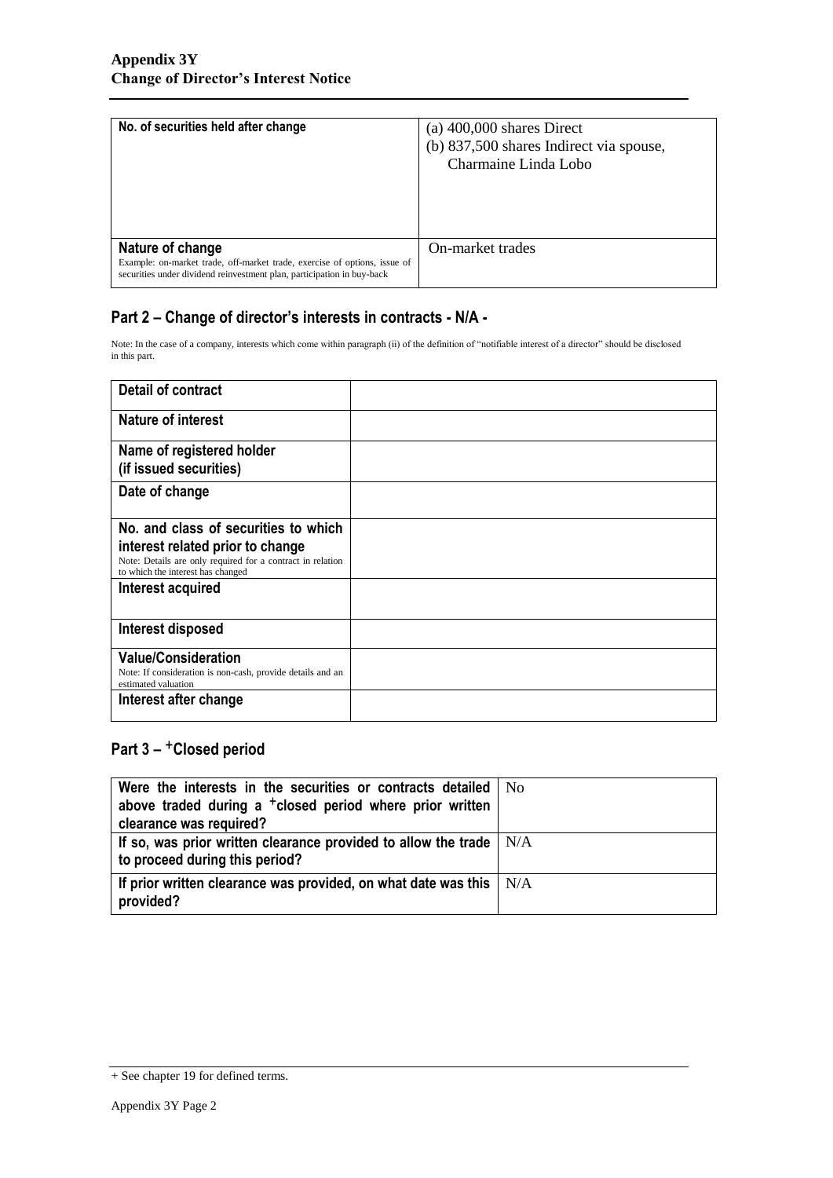| | |
|---|---|
| **No. of securities held after change** | (a) 400,000 shares Direct<br>(b) 837,500 shares Indirect via spouse, Charmaine Linda Lobo |
| **Nature of change**<br>Example: on-market trade, off-market trade, exercise of options, issue of securities under dividend reinvestment plan, participation in buy-back | On-market trades |

## Part 2 – Change of director's interests in contracts - N/A -

Note: In the case of a company, interests which come within paragraph (ii) of the definition of "notifiable interest of a director" should be disclosed in this part.

| | |
|---|---|
| **Detail of contract** | |
| **Nature of interest** | |
| **Name of registered holder (if issued securities)** | |
| **Date of change** | |
| **No. and class of securities to which interest related prior to change**<br>Note: Details are only required for a contract in relation to which the interest has changed | |
| **Interest acquired** | |
| **Interest disposed** | |
| **Value/Consideration**<br>Note: If consideration is non-cash, provide details and an estimated valuation | |
| **Interest after change** | |

## Part 3 – +Closed period

| | |
|---|---|
| **Were the interests in the securities or contracts detailed above traded during a +closed period where prior written clearance was required?** | No |
| **If so, was prior written clearance provided to allow the trade to proceed during this period?** | N/A |
| **If prior written clearance was provided, on what date was this provided?** | N/A |

+ See chapter 19 for defined terms.